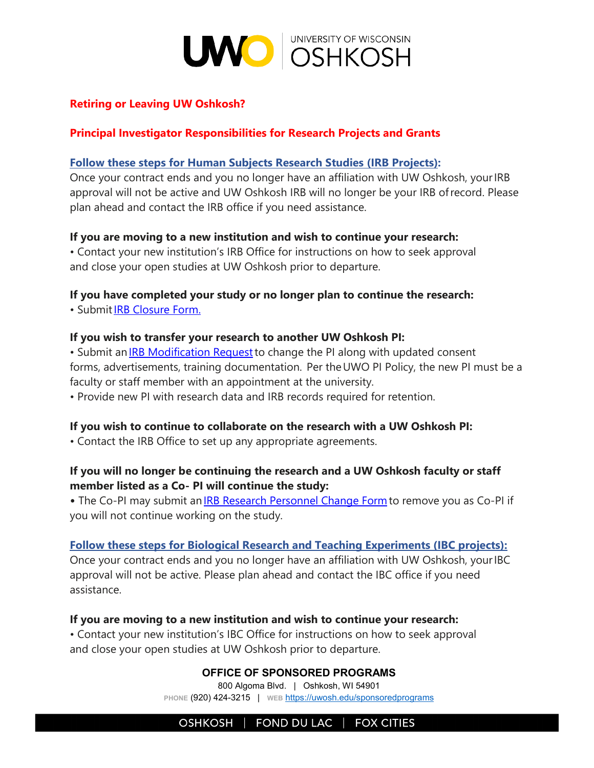# Retiring or Leaving UW Oshkosh?

## Principal Investigator Responsibilities for Research Projects and Grants

### Follow these steps for Human Subjects Research Studies (IRB Projects):

Once your contract ends and you no longer have an affiliation with UW Oshkosh, your IRB approval will not be active and UW Oshkosh IRB will no longer be your IRB of record. Please plan ahead and contact the IRB office if you need assistance.

**If you are moving to a new institution and wish to continue your research:**

• Contact your new institution's IRB Office for instructions on how to seek approval and close your open studies at UW Oshkosh prior to departure.

**If you have completed your study or no longer plan to continue the research:**

• Submit IRB Closure Form.

**If you wish to transfer your research to another UW Oshkosh PI:**

• Submit an IRB Modification Request to change the PI along with updated consent forms, advertisements, training documentation. Per the UWO PI Policy, the new PI must be a faculty or staff member with an appointment at the university.

• Provide new PI with research data and IRB records required for retention.

**If you wish to continue to collaborate on the research with a UW Oshkosh PI:**

• Contact the IRB Office to set up any appropriate agreements.

**If you will no longer be continuing the research and a UW Oshkosh faculty or staff member listed as a Co- PI will continue the study:**

• The Co-PI may submit an IRB Research Personnel Change Form to remove you as Co-PI if you will not continue working on the study.

### Follow these steps for Biological Research and Teaching Experiments (IBC projects):

Once your contract ends and you no longer have an affiliation with UW Oshkosh, your IBC approval will not be active. Please plan ahead and contact the IBC office if you need assistance.

**If you are moving to a new institution and wish to continue your research:**

• Contact your new institution's IBC Office for instructions on how to seek approval and close your open studies at UW Oshkosh prior to departure.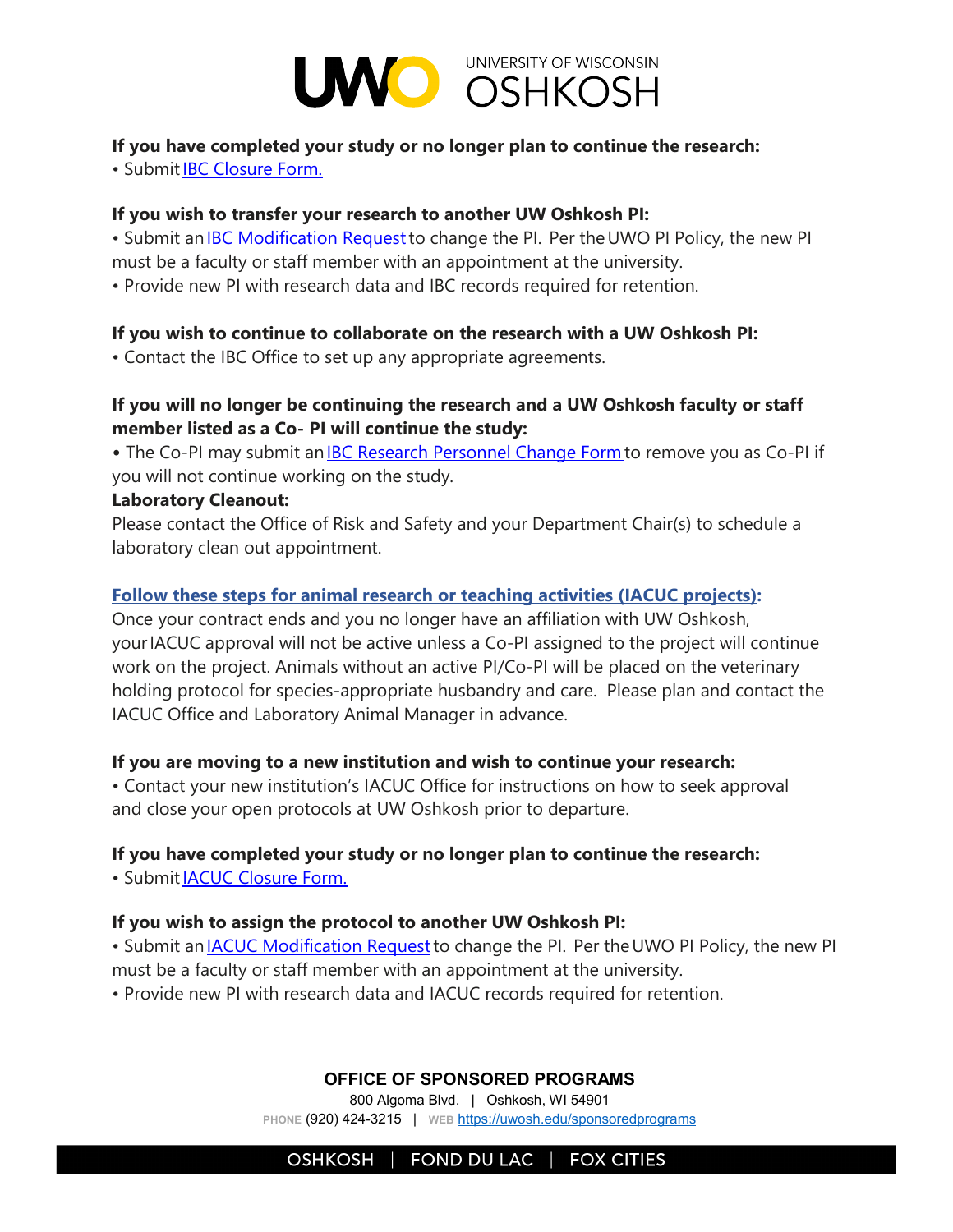**If you have completed your study or no longer plan to continue the research:**

• Submit [IBC Closure Form.]()

**If you wish to transfer your research to another UW Oshkosh PI:**

• Submit an [IBC Modification Request]() to change the PI. Per the UWO PI Policy, the new PI must be a faculty or staff member with an appointment at the university.
• Provide new PI with research data and IBC records required for retention.

**If you wish to continue to collaborate on the research with a UW Oshkosh PI:**

• Contact the IBC Office to set up any appropriate agreements.

**If you will no longer be continuing the research and a UW Oshkosh faculty or staff member listed as a Co- PI will continue the study:**

• The Co-PI may submit an [IBC Research Personnel Change Form]() to remove you as Co-PI if you will not continue working on the study.

**Laboratory Cleanout:**

Please contact the Office of Risk and Safety and your Department Chair(s) to schedule a laboratory clean out appointment.

**[Follow these steps for animal research or teaching activities (IACUC projects)]():**

Once your contract ends and you no longer have an affiliation with UW Oshkosh, your IACUC approval will not be active unless a Co-PI assigned to the project will continue work on the project. Animals without an active PI/Co-PI will be placed on the veterinary holding protocol for species-appropriate husbandry and care. Please plan and contact the IACUC Office and Laboratory Animal Manager in advance.

**If you are moving to a new institution and wish to continue your research:**

• Contact your new institution's IACUC Office for instructions on how to seek approval and close your open protocols at UW Oshkosh prior to departure.

**If you have completed your study or no longer plan to continue the research:**

• Submit [IACUC Closure Form.]()

**If you wish to assign the protocol to another UW Oshkosh PI:**

• Submit an [IACUC Modification Request]() to change the PI. Per the UWO PI Policy, the new PI must be a faculty or staff member with an appointment at the university.
• Provide new PI with research data and IACUC records required for retention.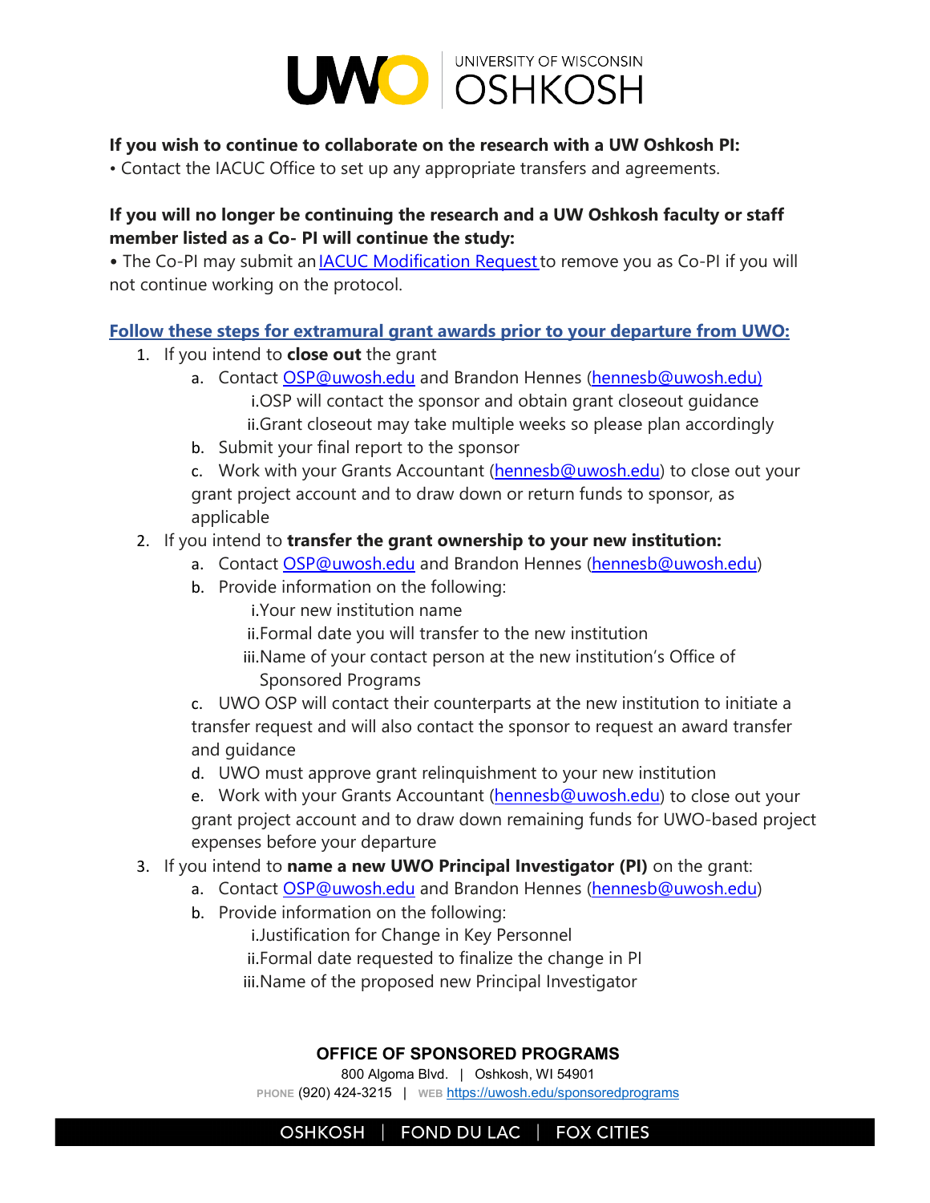**If you wish to continue to collaborate on the research with a UW Oshkosh PI:**

• Contact the IACUC Office to set up any appropriate transfers and agreements.

**If you will no longer be continuing the research and a UW Oshkosh faculty or staff member listed as a Co- PI will continue the study:**

• The Co-PI may submit an IACUC Modification Request to remove you as Co-PI if you will not continue working on the protocol.

**Follow these steps for extramural grant awards prior to your departure from UWO:**

1. If you intend to **close out** the grant
   a. Contact OSP@uwosh.edu and Brandon Hennes (hennesb@uwosh.edu)
      i. OSP will contact the sponsor and obtain grant closeout guidance
      ii. Grant closeout may take multiple weeks so please plan accordingly
   b. Submit your final report to the sponsor
   c. Work with your Grants Accountant (hennesb@uwosh.edu) to close out your grant project account and to draw down or return funds to sponsor, as applicable
2. If you intend to **transfer the grant ownership to your new institution:**
   a. Contact OSP@uwosh.edu and Brandon Hennes (hennesb@uwosh.edu)
   b. Provide information on the following:
      i. Your new institution name
      ii. Formal date you will transfer to the new institution
      iii. Name of your contact person at the new institution's Office of Sponsored Programs
   c. UWO OSP will contact their counterparts at the new institution to initiate a transfer request and will also contact the sponsor to request an award transfer and guidance
   d. UWO must approve grant relinquishment to your new institution
   e. Work with your Grants Accountant (hennesb@uwosh.edu) to close out your grant project account and to draw down remaining funds for UWO-based project expenses before your departure
3. If you intend to **name a new UWO Principal Investigator (PI)** on the grant:
   a. Contact OSP@uwosh.edu and Brandon Hennes (hennesb@uwosh.edu)
   b. Provide information on the following:
      i. Justification for Change in Key Personnel
      ii. Formal date requested to finalize the change in PI
      iii. Name of the proposed new Principal Investigator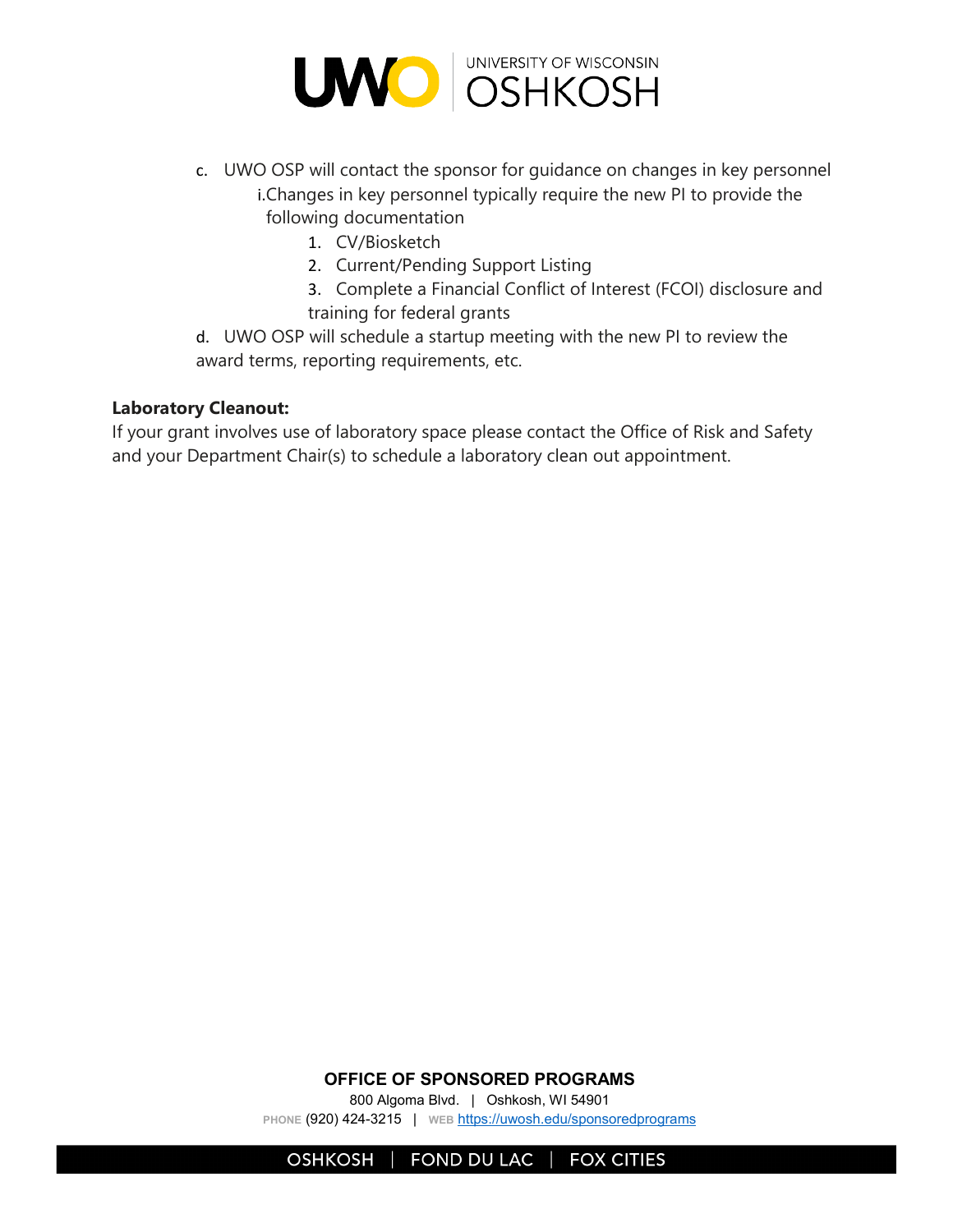c. UWO OSP will contact the sponsor for guidance on changes in key personnel
    i. Changes in key personnel typically require the new PI to provide the following documentation
        1. CV/Biosketch
        2. Current/Pending Support Listing
        3. Complete a Financial Conflict of Interest (FCOI) disclosure and training for federal grants

d. UWO OSP will schedule a startup meeting with the new PI to review the award terms, reporting requirements, etc.

**Laboratory Cleanout:**

If your grant involves use of laboratory space please contact the Office of Risk and Safety and your Department Chair(s) to schedule a laboratory clean out appointment.